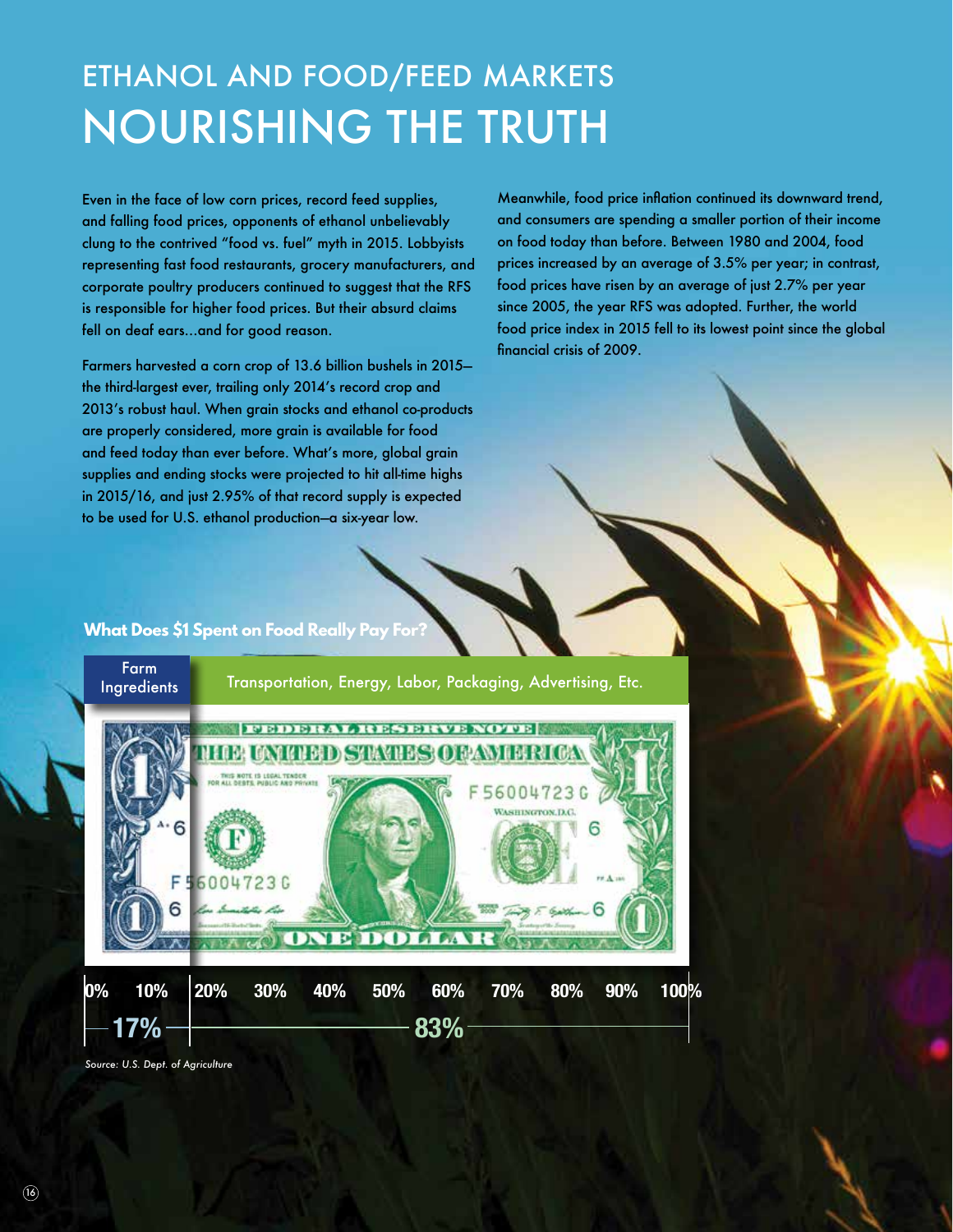# ETHANOL AND FOOD/FEED MARKETS

# NOURISHING THE TRUTH

Even in the face of low corn prices, record feed supplies, and falling food prices, opponents of ethanol unbelievably clung to the contrived "food vs. fuel" myth in 2015. Lobbyists representing fast food restaurants, grocery manufacturers, and corporate poultry producers continued to suggest that the RFS is responsible for higher food prices. But their absurd claims fell on deaf ears…and for good reason.

Farmers harvested a corn crop of 13.6 billion bushels in 2015—the third-largest ever, trailing only 2014's record crop and 2013's robust haul. When grain stocks and ethanol co-products are properly considered, more grain is available for food and feed today than ever before. What's more, global grain supplies and ending stocks were projected to hit all-time highs in 2015/16, and just 2.95% of that record supply is expected to be used for U.S. ethanol production—a six-year low.

Meanwhile, food price inflation continued its downward trend, and consumers are spending a smaller portion of their income on food today than before. Between 1980 and 2004, food prices increased by an average of 3.5% per year; in contrast, food prices have risen by an average of just 2.7% per year since 2005, the year RFS was adopted. Further, the world food price index in 2015 fell to its lowest point since the global financial crisis of 2009.

**What Does $1 Spent on Food Really Pay For?**

| Farm Ingredients | Transportation, Energy, Labor, Packaging, Advertising, Etc. |
|---|---|
| 17% | 83% |

*Source: U.S. Dept. of Agriculture*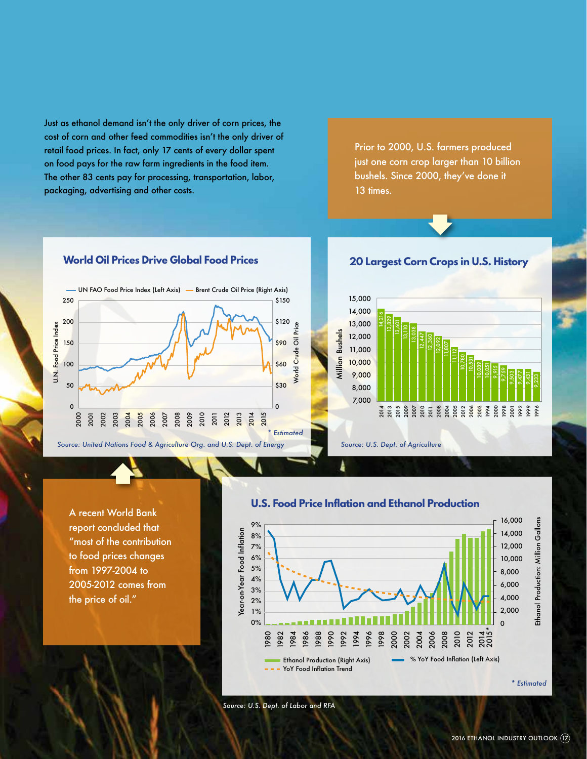Just as ethanol demand isn't the only driver of corn prices, the cost of corn and other feed commodities isn't the only driver of retail food prices. In fact, only 17 cents of every dollar spent on food pays for the raw farm ingredients in the food item. The other 83 cents pay for processing, transportation, labor, packaging, advertising and other costs.

Prior to 2000, U.S. farmers produced just one corn crop larger than 10 billion bushels. Since 2000, they've done it 13 times.

## World Oil Prices Drive Global Food Prices

UN FAO Food Price Index (Left Axis)
Brent Crude Oil Price (Right Axis)

U.N. Food Price Index
250
200
150
100
50
0

World Crude Oil Price
$150
$120
$90
$60
$30
0

2000 2001 2002 2003 2004 2005 2006 2007 2008 2009 2010 2011 2012 2013 2014 2015

* Estimated

*Source: United Nations Food & Agriculture Org. and U.S. Dept. of Energy*

## 20 Largest Corn Crops in U.S. History

Million Bushels
15,000
14,000
13,000
12,000
11,000
10,000
9,000
8,000
7,000

2014: 14,216
2013: 13,829
2015: 13,601
2009: 13,110
2007: 13,038
2010: 12,447
2011: 12,360
2008: 12,092
2004: 11,807
2005: 11,112
2012: 10,780
2006: 10,531
2003: 10,089
1994: 10,051
2000: 9,915
1998: 9,759
2001: 9,503
1992: 9,477
1999: 9,431
1996: 9,233

*Source: U.S. Dept. of Agriculture*

A recent World Bank report concluded that "most of the contribution to food prices changes from 1997-2004 to 2005-2012 comes from the price of oil."

## U.S. Food Price Inflation and Ethanol Production

Year-on-Year Food Inflation
9%
8%
7%
6%
5%
4%
3%
2%
1%
0%

Ethanol Production: Million Gallons
16,000
14,000
12,000
10,000
8,000
6,000
4,000
2,000
0

1980 1982 1984 1986 1988 1990 1992 1994 1996 1998 2000 2002 2004 2006 2008 2010 2012 2014 2015*

Ethanol Production (Right Axis)
% YoY Food Inflation (Left Axis)
YoY Food Inflation Trend

* Estimated

*Source: U.S. Dept. of Labor and RFA*